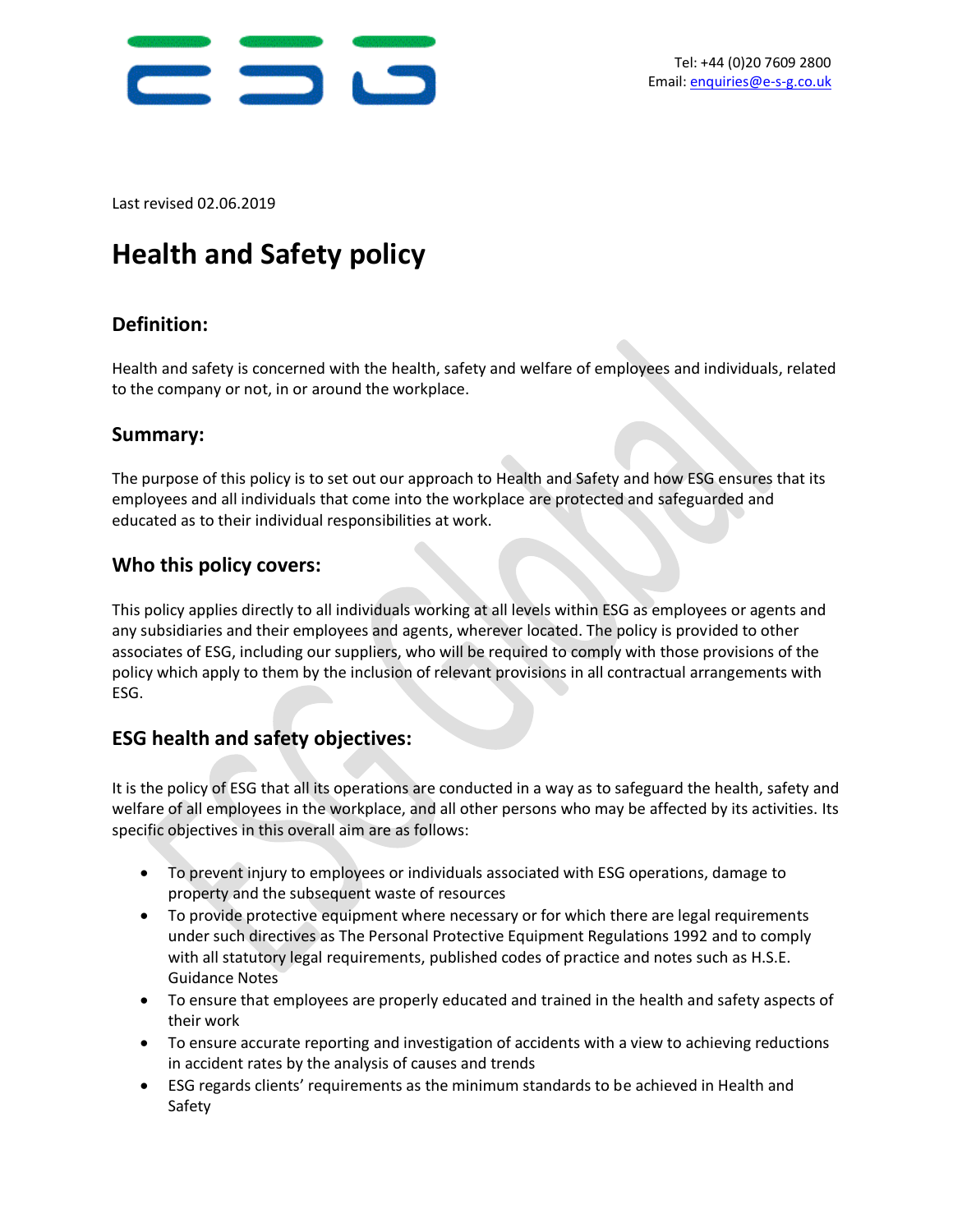Tel: +44 (0)20 7609 2800
Email: enquiries@e-s-g.co.uk

Last revised 02.06.2019

# Health and Safety policy

## Definition:

Health and safety is concerned with the health, safety and welfare of employees and individuals, related to the company or not, in or around the workplace.

## Summary:

The purpose of this policy is to set out our approach to Health and Safety and how ESG ensures that its employees and all individuals that come into the workplace are protected and safeguarded and educated as to their individual responsibilities at work.

## Who this policy covers:

This policy applies directly to all individuals working at all levels within ESG as employees or agents and any subsidiaries and their employees and agents, wherever located. The policy is provided to other associates of ESG, including our suppliers, who will be required to comply with those provisions of the policy which apply to them by the inclusion of relevant provisions in all contractual arrangements with ESG.

## ESG health and safety objectives:

It is the policy of ESG that all its operations are conducted in a way as to safeguard the health, safety and welfare of all employees in the workplace, and all other persons who may be affected by its activities. Its specific objectives in this overall aim are as follows:

- To prevent injury to employees or individuals associated with ESG operations, damage to property and the subsequent waste of resources
- To provide protective equipment where necessary or for which there are legal requirements under such directives as The Personal Protective Equipment Regulations 1992 and to comply with all statutory legal requirements, published codes of practice and notes such as H.S.E. Guidance Notes
- To ensure that employees are properly educated and trained in the health and safety aspects of their work
- To ensure accurate reporting and investigation of accidents with a view to achieving reductions in accident rates by the analysis of causes and trends
- ESG regards clients' requirements as the minimum standards to be achieved in Health and Safety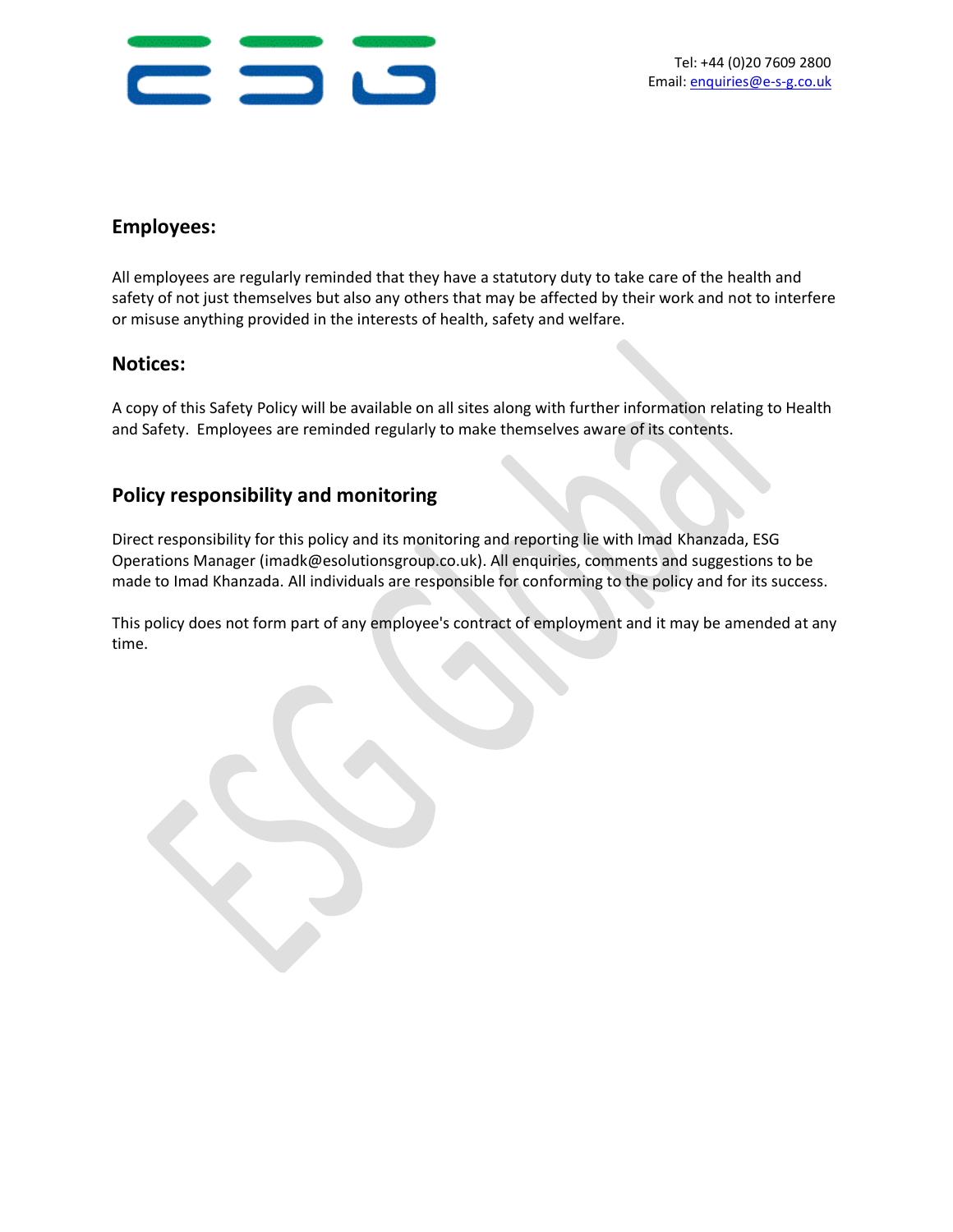## Employees:

All employees are regularly reminded that they have a statutory duty to take care of the health and safety of not just themselves but also any others that may be affected by their work and not to interfere or misuse anything provided in the interests of health, safety and welfare.

## Notices:

A copy of this Safety Policy will be available on all sites along with further information relating to Health and Safety. Employees are reminded regularly to make themselves aware of its contents.

## Policy responsibility and monitoring

Direct responsibility for this policy and its monitoring and reporting lie with Imad Khanzada, ESG Operations Manager (imadk@esolutionsgroup.co.uk). All enquiries, comments and suggestions to be made to Imad Khanzada. All individuals are responsible for conforming to the policy and for its success.

This policy does not form part of any employee's contract of employment and it may be amended at any time.